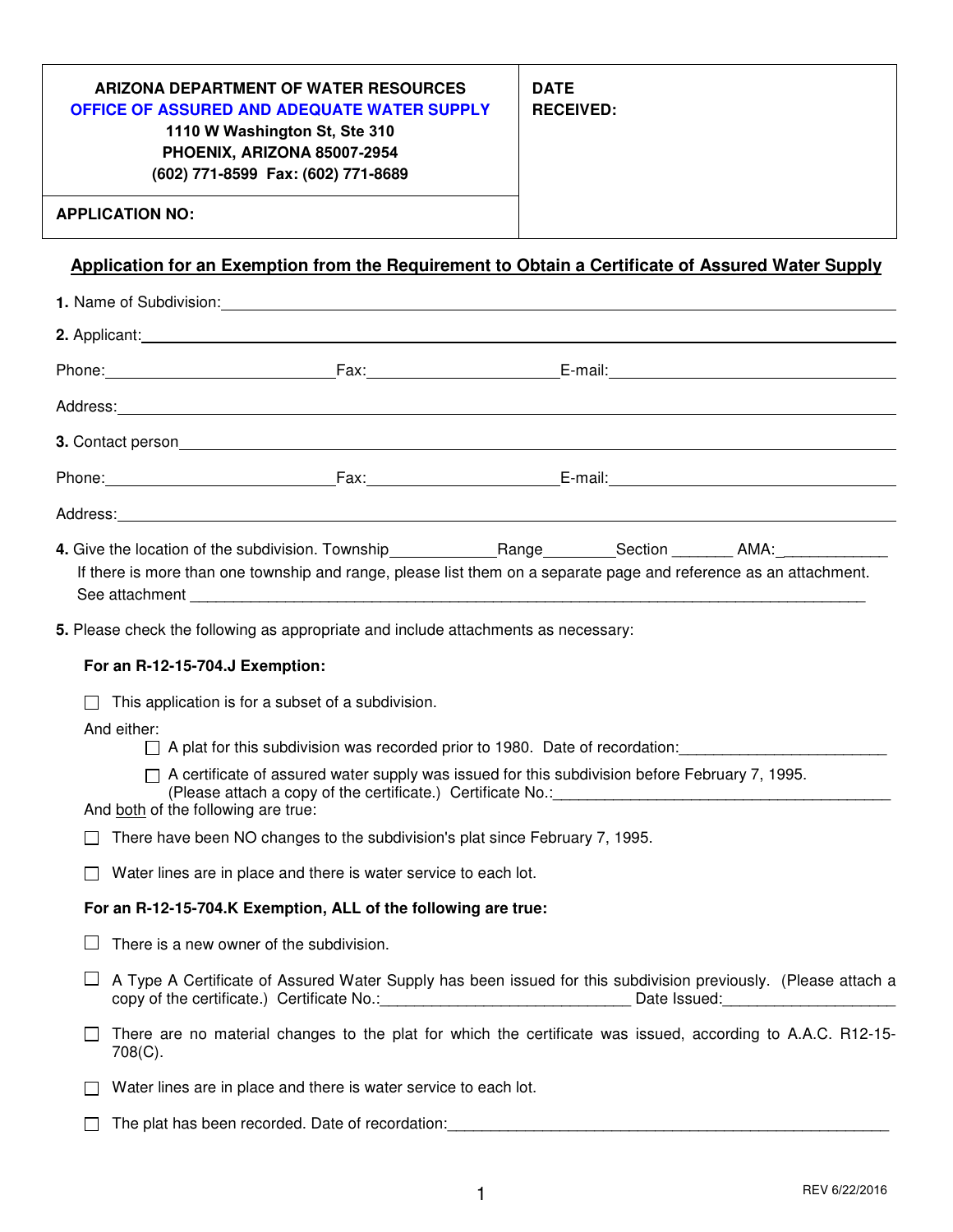**ARIZONA DEPARTMENT OF WATER RESOURCES**
**OFFICE OF ASSURED AND ADEQUATE WATER SUPPLY**
**1110 W Washington St, Ste 310**
**PHOENIX, ARIZONA 85007-2954**
**(602) 771-8599 Fax: (602) 771-8689**

**DATE RECEIVED:**

**APPLICATION NO:**

## Application for an Exemption from the Requirement to Obtain a Certificate of Assured Water Supply

**1.** Name of Subdivision: ____________________

**2.** Applicant: ____________________

Phone: ____________ Fax: ____________ E-mail: ____________

Address: ____________________

**3.** Contact person ____________________

Phone: ____________ Fax: ____________ E-mail: ____________

Address: ____________________

**4.** Give the location of the subdivision. Township____________ Range________ Section _______ AMA: ____________
If there is more than one township and range, please list them on a separate page and reference as an attachment.
See attachment ____________________

**5.** Please check the following as appropriate and include attachments as necessary:

**For an R-12-15-704.J Exemption:**

- ☐ This application is for a subset of a subdivision.

And either:

- ☐ A plat for this subdivision was recorded prior to 1980. Date of recordation: ____________________
- ☐ A certificate of assured water supply was issued for this subdivision before February 7, 1995. (Please attach a copy of the certificate.) Certificate No.: ____________________

And both of the following are true:

- ☐ There have been NO changes to the subdivision's plat since February 7, 1995.
- ☐ Water lines are in place and there is water service to each lot.

**For an R-12-15-704.K Exemption, ALL of the following are true:**

- ☐ There is a new owner of the subdivision.
- ☐ A Type A Certificate of Assured Water Supply has been issued for this subdivision previously. (Please attach a copy of the certificate.) Certificate No.: ____________________ Date Issued: ____________________
- ☐ There are no material changes to the plat for which the certificate was issued, according to A.A.C. R12-15-708(C).
- ☐ Water lines are in place and there is water service to each lot.
- ☐ The plat has been recorded. Date of recordation: ____________________

REV 6/22/2016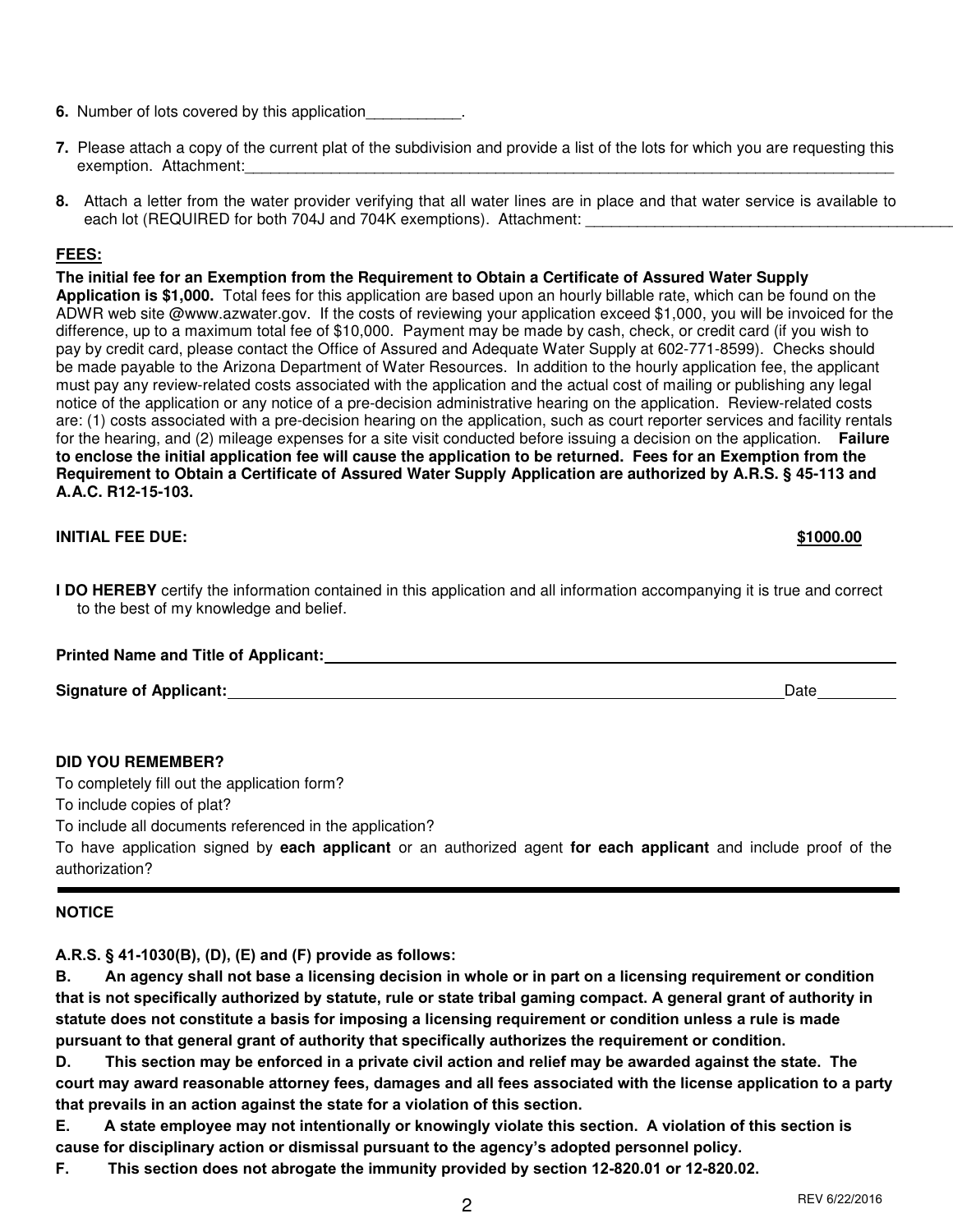**6.** Number of lots covered by this application___________.

**7.** Please attach a copy of the current plat of the subdivision and provide a list of the lots for which you are requesting this exemption. Attachment:_______________________________________________________________________________

**8.** Attach a letter from the water provider verifying that all water lines are in place and that water service is available to each lot (REQUIRED for both 704J and 704K exemptions). Attachment: _____________________________________________

**FEES:**

**The initial fee for an Exemption from the Requirement to Obtain a Certificate of Assured Water Supply Application is $1,000.** Total fees for this application are based upon an hourly billable rate, which can be found on the ADWR web site @www.azwater.gov. If the costs of reviewing your application exceed $1,000, you will be invoiced for the difference, up to a maximum total fee of $10,000. Payment may be made by cash, check, or credit card (if you wish to pay by credit card, please contact the Office of Assured and Adequate Water Supply at 602-771-8599). Checks should be made payable to the Arizona Department of Water Resources. In addition to the hourly application fee, the applicant must pay any review-related costs associated with the application and the actual cost of mailing or publishing any legal notice of the application or any notice of a pre-decision administrative hearing on the application. Review-related costs are: (1) costs associated with a pre-decision hearing on the application, such as court reporter services and facility rentals for the hearing, and (2) mileage expenses for a site visit conducted before issuing a decision on the application. **Failure to enclose the initial application fee will cause the application to be returned. Fees for an Exemption from the Requirement to Obtain a Certificate of Assured Water Supply Application are authorized by A.R.S. § 45-113 and A.A.C. R12-15-103.**

**INITIAL FEE DUE:** **$1000.00**

**I DO HEREBY** certify the information contained in this application and all information accompanying it is true and correct to the best of my knowledge and belief.

**Printed Name and Title of Applicant:** _______________________________________________

**Signature of Applicant:** _______________________________________________ Date__________

**DID YOU REMEMBER?**

To completely fill out the application form?

To include copies of plat?

To include all documents referenced in the application?

To have application signed by **each applicant** or an authorized agent **for each applicant** and include proof of the authorization?

---

**NOTICE**

**A.R.S. § 41-1030(B), (D), (E) and (F) provide as follows:**

**B. An agency shall not base a licensing decision in whole or in part on a licensing requirement or condition that is not specifically authorized by statute, rule or state tribal gaming compact. A general grant of authority in statute does not constitute a basis for imposing a licensing requirement or condition unless a rule is made pursuant to that general grant of authority that specifically authorizes the requirement or condition.**

**D. This section may be enforced in a private civil action and relief may be awarded against the state. The court may award reasonable attorney fees, damages and all fees associated with the license application to a party that prevails in an action against the state for a violation of this section.**

**E. A state employee may not intentionally or knowingly violate this section. A violation of this section is cause for disciplinary action or dismissal pursuant to the agency's adopted personnel policy.**

**F. This section does not abrogate the immunity provided by section 12-820.01 or 12-820.02.**

REV 6/22/2016